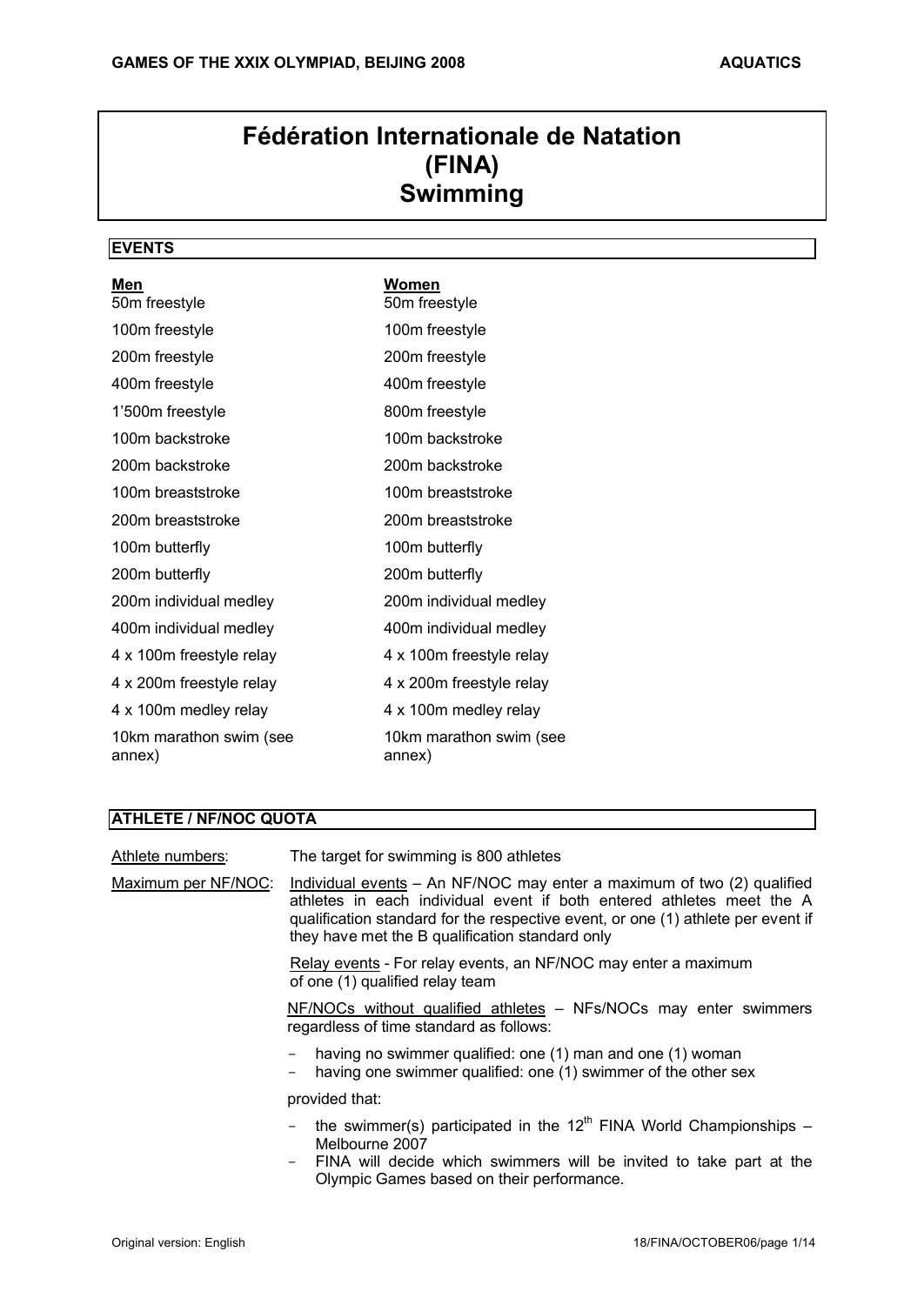# Fédération Internationale de Natation (FINA) Swimming

## EVENTS

| Men | Women |
|---|---|
| 50m freestyle | 50m freestyle |
| 100m freestyle | 100m freestyle |
| 200m freestyle | 200m freestyle |
| 400m freestyle | 400m freestyle |
| 1'500m freestyle | 800m freestyle |
| 100m backstroke | 100m backstroke |
| 200m backstroke | 200m backstroke |
| 100m breaststroke | 100m breaststroke |
| 200m breaststroke | 200m breaststroke |
| 100m butterfly | 100m butterfly |
| 200m butterfly | 200m butterfly |
| 200m individual medley | 200m individual medley |
| 400m individual medley | 400m individual medley |
| 4 x 100m freestyle relay | 4 x 100m freestyle relay |
| 4 x 200m freestyle relay | 4 x 200m freestyle relay |
| 4 x 100m medley relay | 4 x 100m medley relay |
| 10km marathon swim (see annex) | 10km marathon swim (see annex) |

## ATHLETE / NF/NOC QUOTA

Athlete numbers: The target for swimming is 800 athletes

Maximum per NF/NOC: Individual events – An NF/NOC may enter a maximum of two (2) qualified athletes in each individual event if both entered athletes meet the A qualification standard for the respective event, or one (1) athlete per event if they have met the B qualification standard only

Relay events - For relay events, an NF/NOC may enter a maximum of one (1) qualified relay team

NF/NOCs without qualified athletes – NFs/NOCs may enter swimmers regardless of time standard as follows:

- having no swimmer qualified: one (1) man and one (1) woman
- having one swimmer qualified: one (1) swimmer of the other sex

provided that:

- the swimmer(s) participated in the 12th FINA World Championships – Melbourne 2007
- FINA will decide which swimmers will be invited to take part at the Olympic Games based on their performance.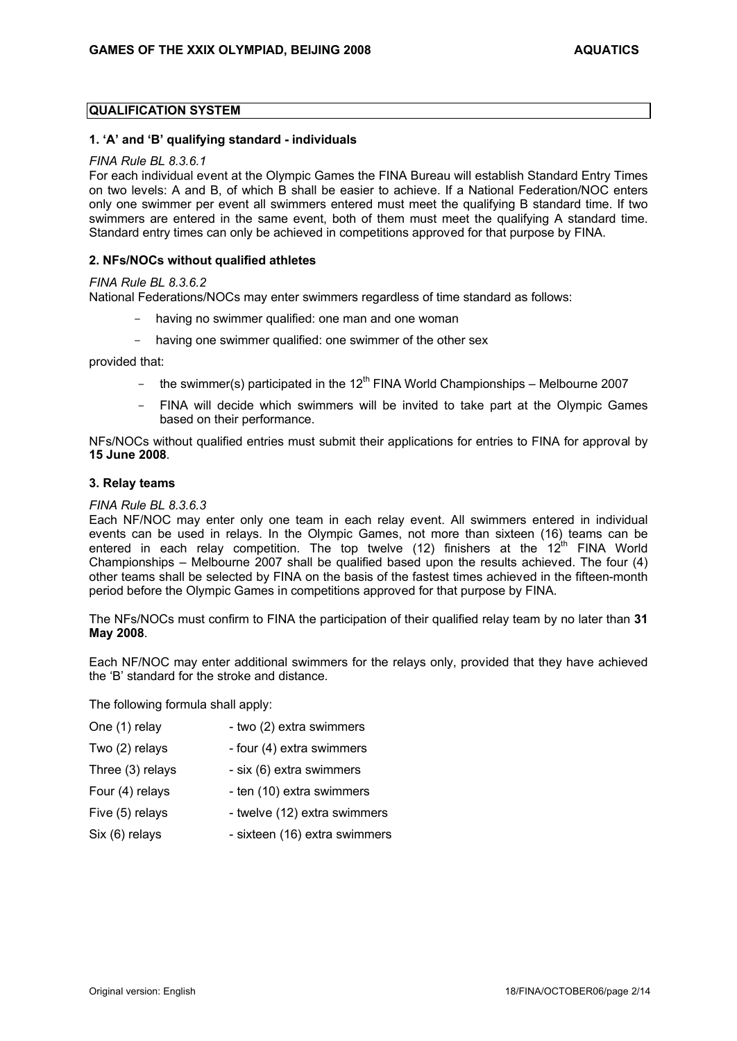## QUALIFICATION SYSTEM

### 1. 'A' and 'B' qualifying standard - individuals

*FINA Rule BL 8.3.6.1*

For each individual event at the Olympic Games the FINA Bureau will establish Standard Entry Times on two levels: A and B, of which B shall be easier to achieve. If a National Federation/NOC enters only one swimmer per event all swimmers entered must meet the qualifying B standard time. If two swimmers are entered in the same event, both of them must meet the qualifying A standard time. Standard entry times can only be achieved in competitions approved for that purpose by FINA.

### 2. NFs/NOCs without qualified athletes

*FINA Rule BL 8.3.6.2*

National Federations/NOCs may enter swimmers regardless of time standard as follows:

- having no swimmer qualified: one man and one woman
- having one swimmer qualified: one swimmer of the other sex

provided that:

- the swimmer(s) participated in the 12th FINA World Championships – Melbourne 2007
- FINA will decide which swimmers will be invited to take part at the Olympic Games based on their performance.

NFs/NOCs without qualified entries must submit their applications for entries to FINA for approval by **15 June 2008**.

### 3. Relay teams

*FINA Rule BL 8.3.6.3*

Each NF/NOC may enter only one team in each relay event. All swimmers entered in individual events can be used in relays. In the Olympic Games, not more than sixteen (16) teams can be entered in each relay competition. The top twelve (12) finishers at the 12th FINA World Championships – Melbourne 2007 shall be qualified based upon the results achieved. The four (4) other teams shall be selected by FINA on the basis of the fastest times achieved in the fifteen-month period before the Olympic Games in competitions approved for that purpose by FINA.

The NFs/NOCs must confirm to FINA the participation of their qualified relay team by no later than **31 May 2008**.

Each NF/NOC may enter additional swimmers for the relays only, provided that they have achieved the 'B' standard for the stroke and distance.

The following formula shall apply:

| | |
|---|---|
| One (1) relay | - two (2) extra swimmers |
| Two (2) relays | - four (4) extra swimmers |
| Three (3) relays | - six (6) extra swimmers |
| Four (4) relays | - ten (10) extra swimmers |
| Five (5) relays | - twelve (12) extra swimmers |
| Six (6) relays | - sixteen (16) extra swimmers |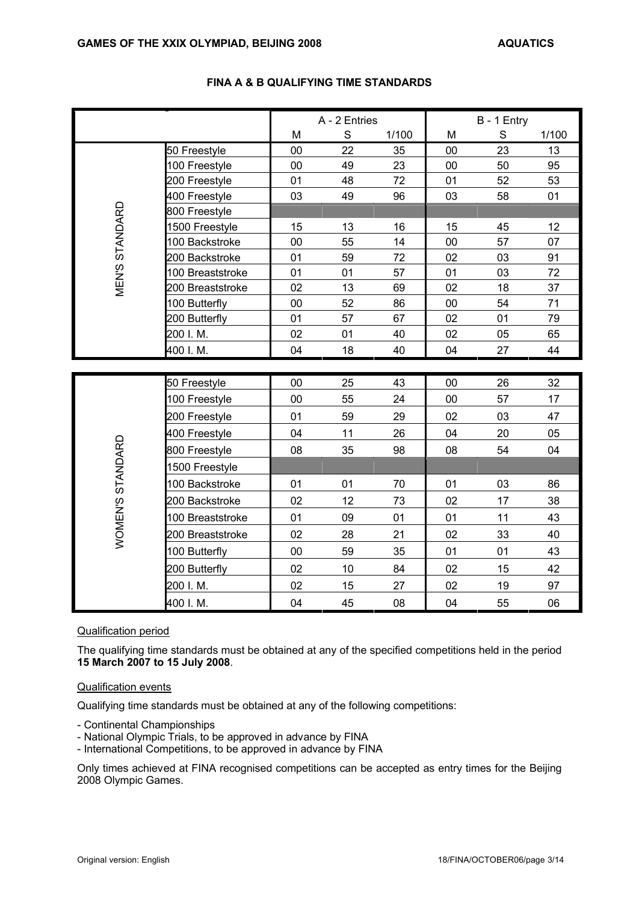## FINA A & B QUALIFYING TIME STANDARDS

| | | A - 2 Entries | | | B - 1 Entry | | |
|---|---|---|---|---|---|---|---|
| | | M | S | 1/100 | M | S | 1/100 |
| MEN'S STANDARD | 50 Freestyle | 00 | 22 | 35 | 00 | 23 | 13 |
| | 100 Freestyle | 00 | 49 | 23 | 00 | 50 | 95 |
| | 200 Freestyle | 01 | 48 | 72 | 01 | 52 | 53 |
| | 400 Freestyle | 03 | 49 | 96 | 03 | 58 | 01 |
| | 800 Freestyle | | | | | | |
| | 1500 Freestyle | 15 | 13 | 16 | 15 | 45 | 12 |
| | 100 Backstroke | 00 | 55 | 14 | 00 | 57 | 07 |
| | 200 Backstroke | 01 | 59 | 72 | 02 | 03 | 91 |
| | 100 Breaststroke | 01 | 01 | 57 | 01 | 03 | 72 |
| | 200 Breaststroke | 02 | 13 | 69 | 02 | 18 | 37 |
| | 100 Butterfly | 00 | 52 | 86 | 00 | 54 | 71 |
| | 200 Butterfly | 01 | 57 | 67 | 02 | 01 | 79 |
| | 200 I. M. | 02 | 01 | 40 | 02 | 05 | 65 |
| | 400 I. M. | 04 | 18 | 40 | 04 | 27 | 44 |
| WOMEN'S STANDARD | 50 Freestyle | 00 | 25 | 43 | 00 | 26 | 32 |
| | 100 Freestyle | 00 | 55 | 24 | 00 | 57 | 17 |
| | 200 Freestyle | 01 | 59 | 29 | 02 | 03 | 47 |
| | 400 Freestyle | 04 | 11 | 26 | 04 | 20 | 05 |
| | 800 Freestyle | 08 | 35 | 98 | 08 | 54 | 04 |
| | 1500 Freestyle | | | | | | |
| | 100 Backstroke | 01 | 01 | 70 | 01 | 03 | 86 |
| | 200 Backstroke | 02 | 12 | 73 | 02 | 17 | 38 |
| | 100 Breaststroke | 01 | 09 | 01 | 01 | 11 | 43 |
| | 200 Breaststroke | 02 | 28 | 21 | 02 | 33 | 40 |
| | 100 Butterfly | 00 | 59 | 35 | 01 | 01 | 43 |
| | 200 Butterfly | 02 | 10 | 84 | 02 | 15 | 42 |
| | 200 I. M. | 02 | 15 | 27 | 02 | 19 | 97 |
| | 400 I. M. | 04 | 45 | 08 | 04 | 55 | 06 |

### Qualification period

The qualifying time standards must be obtained at any of the specified competitions held in the period **15 March 2007 to 15 July 2008**.

### Qualification events

Qualifying time standards must be obtained at any of the following competitions:

- Continental Championships
- National Olympic Trials, to be approved in advance by FINA
- International Competitions, to be approved in advance by FINA

Only times achieved at FINA recognised competitions can be accepted as entry times for the Beijing 2008 Olympic Games.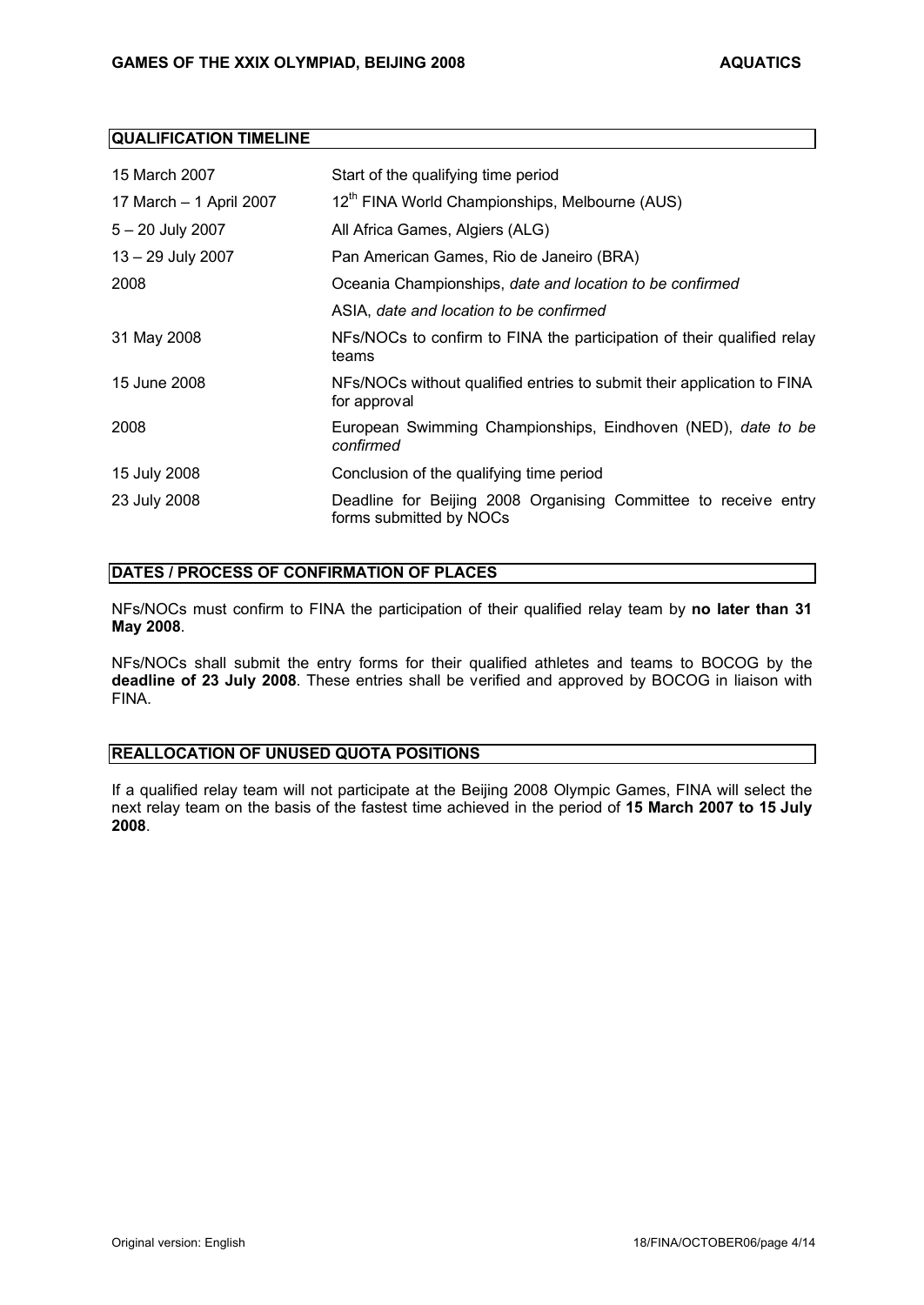## QUALIFICATION TIMELINE

| | |
|---|---|
| 15 March 2007 | Start of the qualifying time period |
| 17 March – 1 April 2007 | 12th FINA World Championships, Melbourne (AUS) |
| 5 – 20 July 2007 | All Africa Games, Algiers (ALG) |
| 13 – 29 July 2007 | Pan American Games, Rio de Janeiro (BRA) |
| 2008 | Oceania Championships, *date and location to be confirmed* |
| | ASIA, *date and location to be confirmed* |
| 31 May 2008 | NFs/NOCs to confirm to FINA the participation of their qualified relay teams |
| 15 June 2008 | NFs/NOCs without qualified entries to submit their application to FINA for approval |
| 2008 | European Swimming Championships, Eindhoven (NED), *date to be confirmed* |
| 15 July 2008 | Conclusion of the qualifying time period |
| 23 July 2008 | Deadline for Beijing 2008 Organising Committee to receive entry forms submitted by NOCs |

## DATES / PROCESS OF CONFIRMATION OF PLACES

NFs/NOCs must confirm to FINA the participation of their qualified relay team by **no later than 31 May 2008**.

NFs/NOCs shall submit the entry forms for their qualified athletes and teams to BOCOG by the **deadline of 23 July 2008**. These entries shall be verified and approved by BOCOG in liaison with FINA.

## REALLOCATION OF UNUSED QUOTA POSITIONS

If a qualified relay team will not participate at the Beijing 2008 Olympic Games, FINA will select the next relay team on the basis of the fastest time achieved in the period of **15 March 2007 to 15 July 2008**.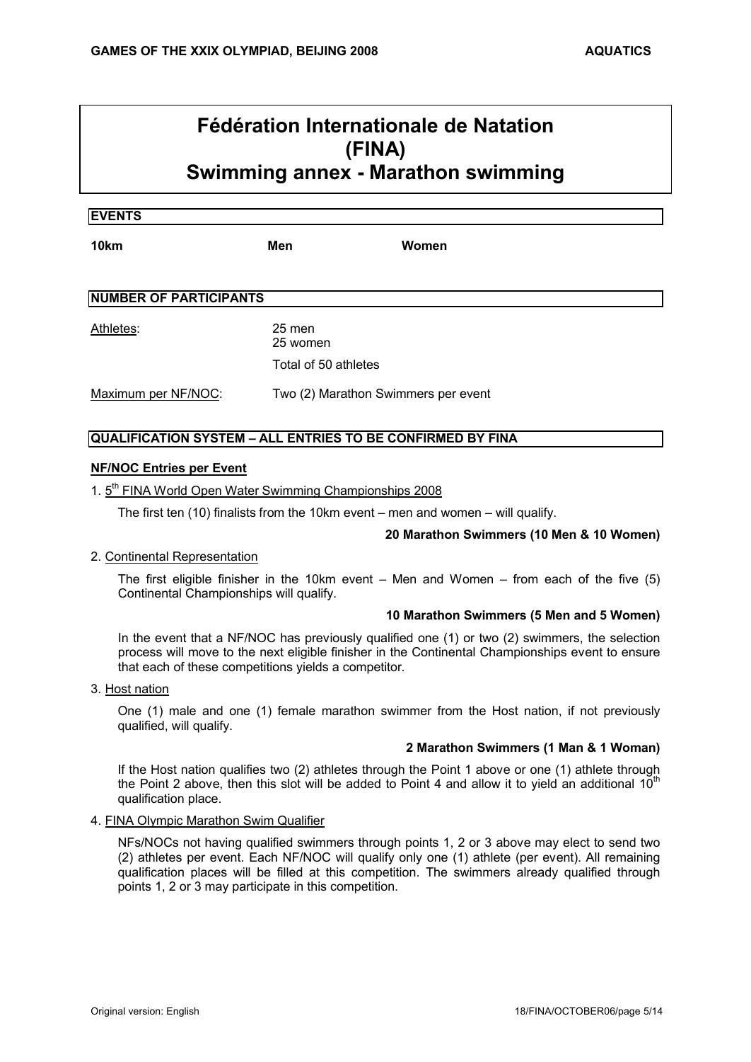# Fédération Internationale de Natation (FINA)
# Swimming annex - Marathon swimming

## EVENTS

| 10km | Men | Women |
|---|---|---|

## NUMBER OF PARTICIPANTS

Athletes: 25 men
25 women

Total of 50 athletes

Maximum per NF/NOC: Two (2) Marathon Swimmers per event

## QUALIFICATION SYSTEM – ALL ENTRIES TO BE CONFIRMED BY FINA

**NF/NOC Entries per Event**

1. 5th FINA World Open Water Swimming Championships 2008

   The first ten (10) finalists from the 10km event – men and women – will qualify.

   **20 Marathon Swimmers (10 Men & 10 Women)**

2. Continental Representation

   The first eligible finisher in the 10km event – Men and Women – from each of the five (5) Continental Championships will qualify.

   **10 Marathon Swimmers (5 Men and 5 Women)**

   In the event that a NF/NOC has previously qualified one (1) or two (2) swimmers, the selection process will move to the next eligible finisher in the Continental Championships event to ensure that each of these competitions yields a competitor.

3. Host nation

   One (1) male and one (1) female marathon swimmer from the Host nation, if not previously qualified, will qualify.

   **2 Marathon Swimmers (1 Man & 1 Woman)**

   If the Host nation qualifies two (2) athletes through the Point 1 above or one (1) athlete through the Point 2 above, then this slot will be added to Point 4 and allow it to yield an additional 10th qualification place.

4. FINA Olympic Marathon Swim Qualifier

   NFs/NOCs not having qualified swimmers through points 1, 2 or 3 above may elect to send two (2) athletes per event. Each NF/NOC will qualify only one (1) athlete (per event). All remaining qualification places will be filled at this competition. The swimmers already qualified through points 1, 2 or 3 may participate in this competition.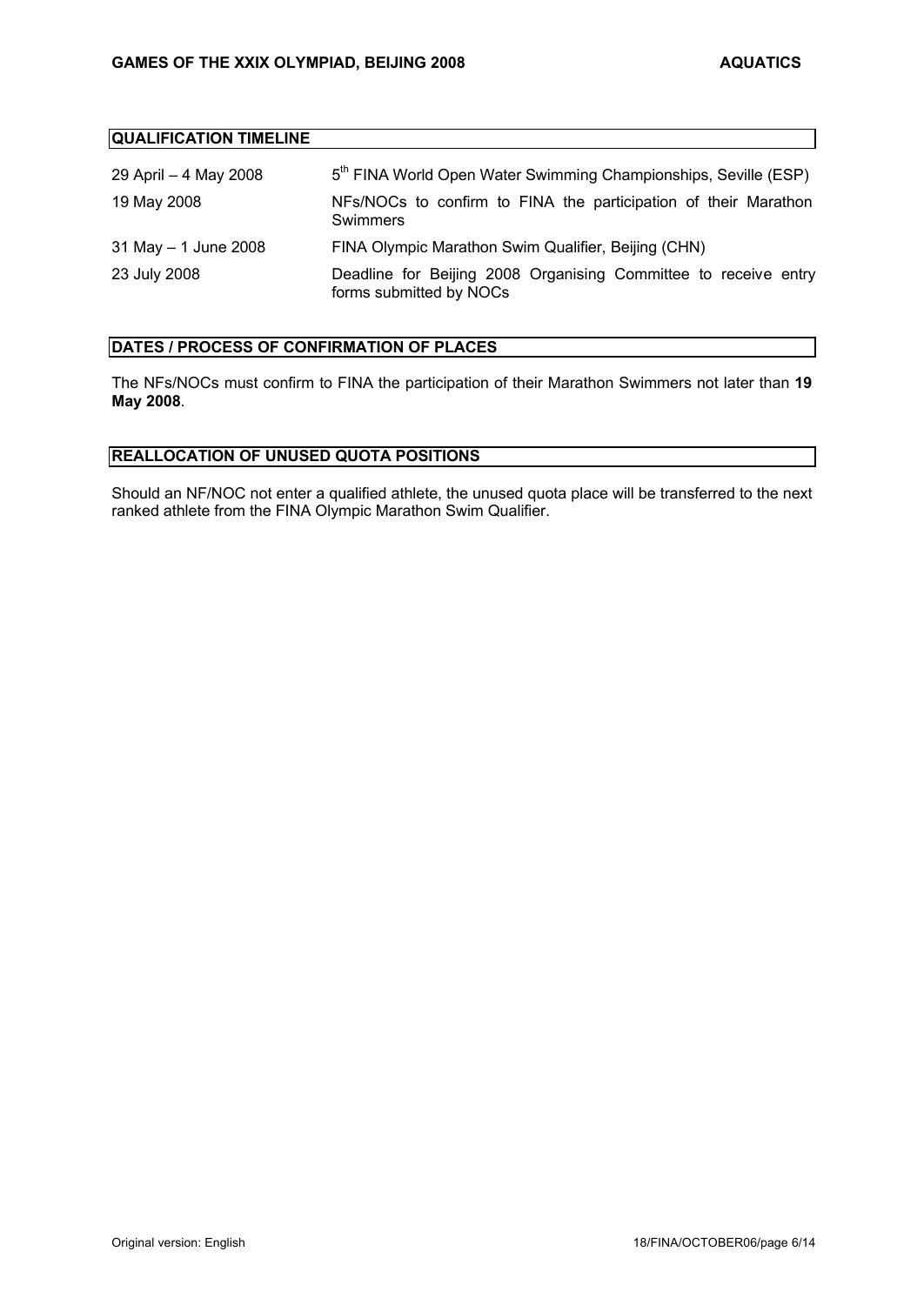## QUALIFICATION TIMELINE

| | |
|---|---|
| 29 April – 4 May 2008 | 5th FINA World Open Water Swimming Championships, Seville (ESP) |
| 19 May 2008 | NFs/NOCs to confirm to FINA the participation of their Marathon Swimmers |
| 31 May – 1 June 2008 | FINA Olympic Marathon Swim Qualifier, Beijing (CHN) |
| 23 July 2008 | Deadline for Beijing 2008 Organising Committee to receive entry forms submitted by NOCs |

## DATES / PROCESS OF CONFIRMATION OF PLACES

The NFs/NOCs must confirm to FINA the participation of their Marathon Swimmers not later than **19 May 2008**.

## REALLOCATION OF UNUSED QUOTA POSITIONS

Should an NF/NOC not enter a qualified athlete, the unused quota place will be transferred to the next ranked athlete from the FINA Olympic Marathon Swim Qualifier.